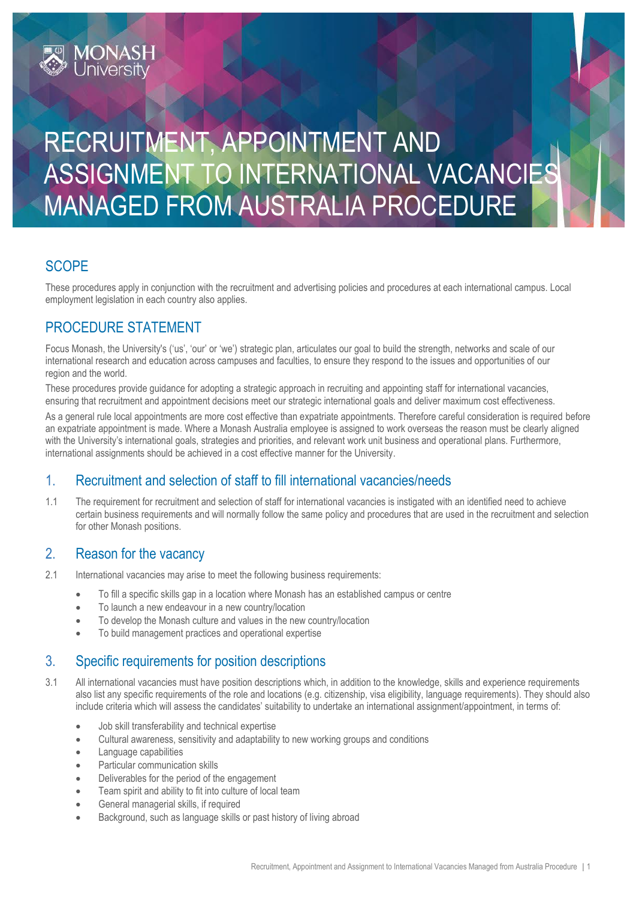# RECRUITMENT, APPOINTMENT AND ASSIGNMENT TO INTERNATIONAL VACANCIES MANAGED FROM AUSTRALIA PROCEDURE

## SCOPE

These procedures apply in conjunction with the recruitment and advertising policies and procedures at each international campus. Local employment legislation in each country also applies.

## PROCEDURE STATEMENT

Focus Monash, the University's ('us', 'our' or 'we') strategic plan, articulates our goal to build the strength, networks and scale of our international research and education across campuses and faculties, to ensure they respond to the issues and opportunities of our region and the world.

These procedures provide guidance for adopting a strategic approach in recruiting and appointing staff for international vacancies, ensuring that recruitment and appointment decisions meet our strategic international goals and deliver maximum cost effectiveness.

As a general rule local appointments are more cost effective than expatriate appointments. Therefore careful consideration is required before an expatriate appointment is made. Where a Monash Australia employee is assigned to work overseas the reason must be clearly aligned with the University's international goals, strategies and priorities, and relevant work unit business and operational plans. Furthermore, international assignments should be achieved in a cost effective manner for the University.

## 1. Recruitment and selection of staff to fill international vacancies/needs

1.1 The requirement for recruitment and selection of staff for international vacancies is instigated with an identified need to achieve certain business requirements and will normally follow the same policy and procedures that are used in the recruitment and selection for other Monash positions.

## 2. Reason for the vacancy

2.1 International vacancies may arise to meet the following business requirements:

- To fill a specific skills gap in a location where Monash has an established campus or centre
- To launch a new endeavour in a new country/location
- To develop the Monash culture and values in the new country/location
- To build management practices and operational expertise

## 3. Specific requirements for position descriptions

3.1 All international vacancies must have position descriptions which, in addition to the knowledge, skills and experience requirements also list any specific requirements of the role and locations (e.g. citizenship, visa eligibility, language requirements). They should also include criteria which will assess the candidates' suitability to undertake an international assignment/appointment, in terms of:

- Job skill transferability and technical expertise
- Cultural awareness, sensitivity and adaptability to new working groups and conditions
- Language capabilities
- Particular communication skills
- Deliverables for the period of the engagement
- Team spirit and ability to fit into culture of local team
- General managerial skills, if required
- Background, such as language skills or past history of living abroad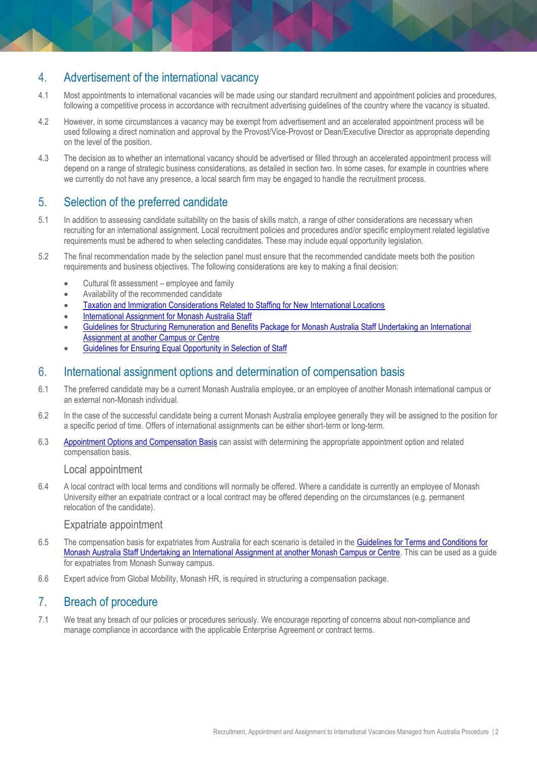## 4. Advertisement of the international vacancy

4.1 Most appointments to international vacancies will be made using our standard recruitment and appointment policies and procedures, following a competitive process in accordance with recruitment advertising guidelines of the country where the vacancy is situated.

4.2 However, in some circumstances a vacancy may be exempt from advertisement and an accelerated appointment process will be used following a direct nomination and approval by the Provost/Vice-Provost or Dean/Executive Director as appropriate depending on the level of the position.

4.3 The decision as to whether an international vacancy should be advertised or filled through an accelerated appointment process will depend on a range of strategic business considerations, as detailed in section two. In some cases, for example in countries where we currently do not have any presence, a local search firm may be engaged to handle the recruitment process.

## 5. Selection of the preferred candidate

5.1 In addition to assessing candidate suitability on the basis of skills match, a range of other considerations are necessary when recruiting for an international assignment. Local recruitment policies and procedures and/or specific employment related legislative requirements must be adhered to when selecting candidates. These may include equal opportunity legislation.

5.2 The final recommendation made by the selection panel must ensure that the recommended candidate meets both the position requirements and business objectives. The following considerations are key to making a final decision:

- Cultural fit assessment – employee and family
- Availability of the recommended candidate
- Taxation and Immigration Considerations Related to Staffing for New International Locations
- International Assignment for Monash Australia Staff
- Guidelines for Structuring Remuneration and Benefits Package for Monash Australia Staff Undertaking an International Assignment at another Campus or Centre
- Guidelines for Ensuring Equal Opportunity in Selection of Staff

## 6. International assignment options and determination of compensation basis

6.1 The preferred candidate may be a current Monash Australia employee, or an employee of another Monash international campus or an external non-Monash individual.

6.2 In the case of the successful candidate being a current Monash Australia employee generally they will be assigned to the position for a specific period of time. Offers of international assignments can be either short-term or long-term.

6.3 Appointment Options and Compensation Basis can assist with determining the appropriate appointment option and related compensation basis.

### Local appointment

6.4 A local contract with local terms and conditions will normally be offered. Where a candidate is currently an employee of Monash University either an expatriate contract or a local contract may be offered depending on the circumstances (e.g. permanent relocation of the candidate).

### Expatriate appointment

6.5 The compensation basis for expatriates from Australia for each scenario is detailed in the Guidelines for Terms and Conditions for Monash Australia Staff Undertaking an International Assignment at another Monash Campus or Centre. This can be used as a guide for expatriates from Monash Sunway campus.

6.6 Expert advice from Global Mobility, Monash HR, is required in structuring a compensation package.

## 7. Breach of procedure

7.1 We treat any breach of our policies or procedures seriously. We encourage reporting of concerns about non-compliance and manage compliance in accordance with the applicable Enterprise Agreement or contract terms.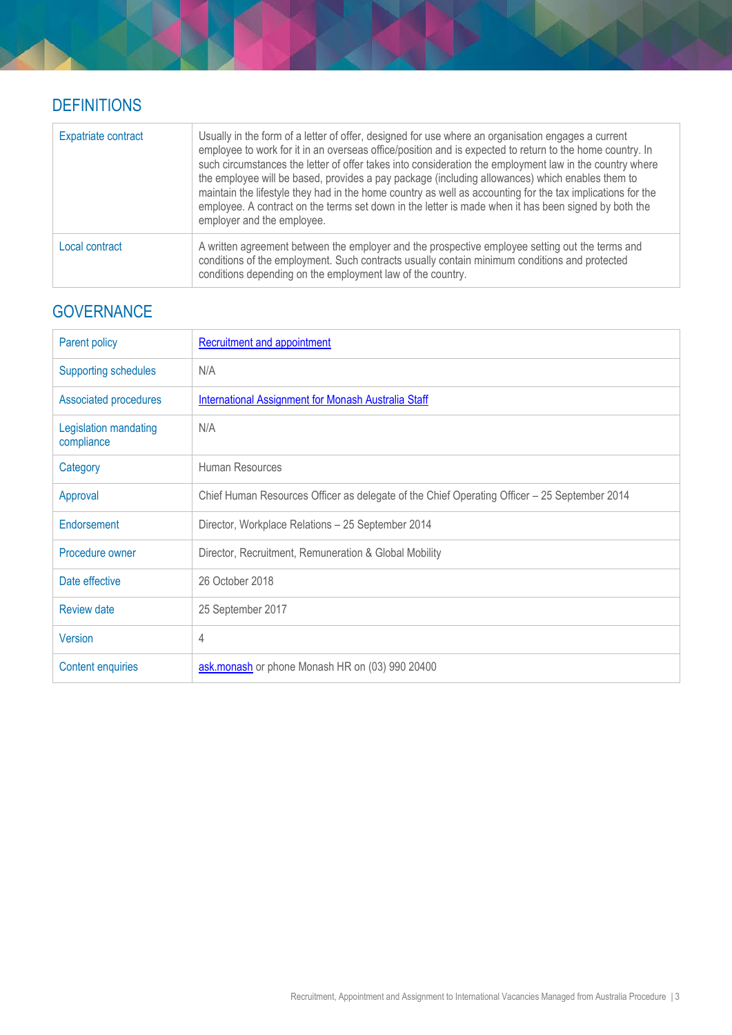## DEFINITIONS

| | |
|---|---|
| Expatriate contract | Usually in the form of a letter of offer, designed for use where an organisation engages a current employee to work for it in an overseas office/position and is expected to return to the home country. In such circumstances the letter of offer takes into consideration the employment law in the country where the employee will be based, provides a pay package (including allowances) which enables them to maintain the lifestyle they had in the home country as well as accounting for the tax implications for the employee. A contract on the terms set down in the letter is made when it has been signed by both the employer and the employee. |
| Local contract | A written agreement between the employer and the prospective employee setting out the terms and conditions of the employment. Such contracts usually contain minimum conditions and protected conditions depending on the employment law of the country. |

## GOVERNANCE

| | |
|---|---|
| Parent policy | Recruitment and appointment |
| Supporting schedules | N/A |
| Associated procedures | International Assignment for Monash Australia Staff |
| Legislation mandating compliance | N/A |
| Category | Human Resources |
| Approval | Chief Human Resources Officer as delegate of the Chief Operating Officer – 25 September 2014 |
| Endorsement | Director, Workplace Relations – 25 September 2014 |
| Procedure owner | Director, Recruitment, Remuneration & Global Mobility |
| Date effective | 26 October 2018 |
| Review date | 25 September 2017 |
| Version | 4 |
| Content enquiries | ask.monash or phone Monash HR on (03) 990 20400 |